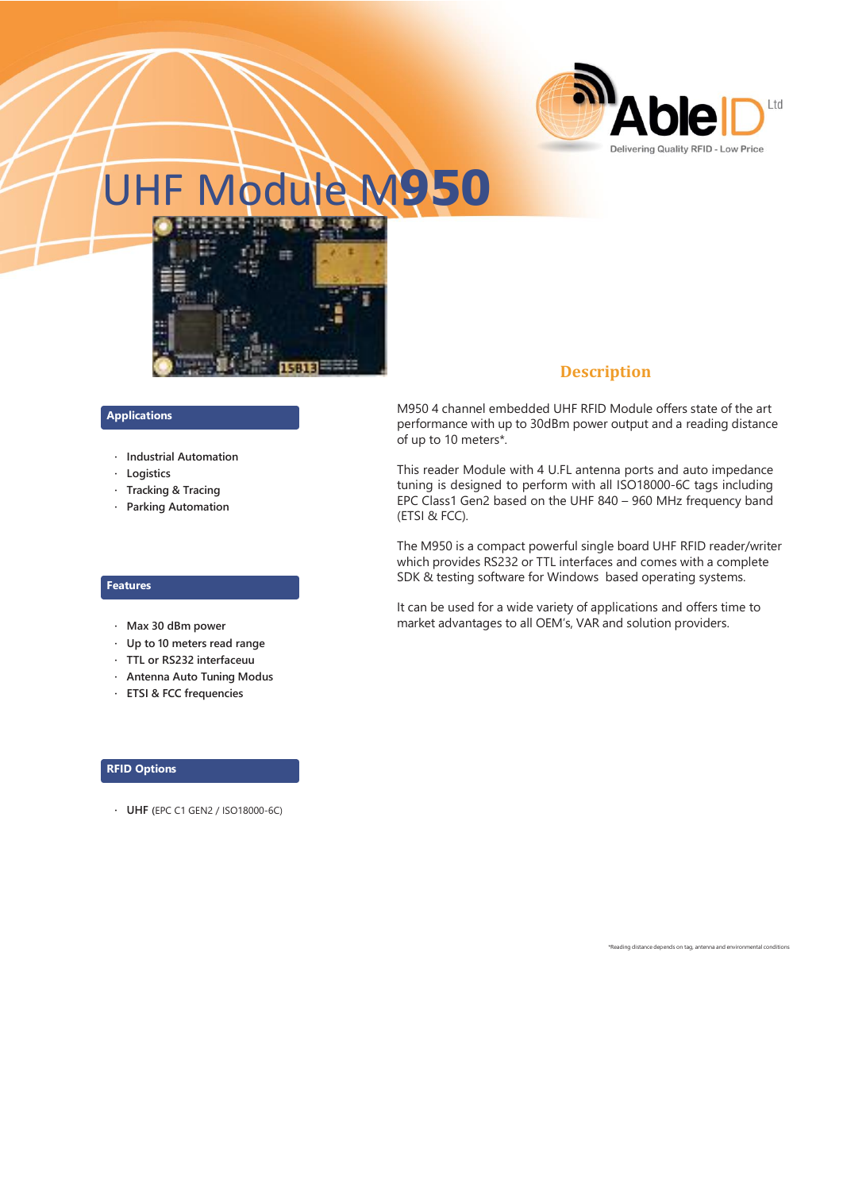AbleID Ltd
Delivering Quality RFID - Low Price

# UHF Module M950

## Applications

- Industrial Automation
- Logistics
- Tracking & Tracing
- Parking Automation

## Features

- Max 30 dBm power
- Up to 10 meters read range
- TTL or RS232 interfaceuu
- Antenna Auto Tuning Modus
- ETSI & FCC frequencies

## RFID Options

- **UHF** (EPC C1 GEN2 / ISO18000-6C)

## Description

M950 4 channel embedded UHF RFID Module offers state of the art performance with up to 30dBm power output and a reading distance of up to 10 meters*.

This reader Module with 4 U.FL antenna ports and auto impedance tuning is designed to perform with all ISO18000-6C tags including EPC Class1 Gen2 based on the UHF 840 – 960 MHz frequency band (ETSI & FCC).

The M950 is a compact powerful single board UHF RFID reader/writer which provides RS232 or TTL interfaces and comes with a complete SDK & testing software for Windows based operating systems.

It can be used for a wide variety of applications and offers time to market advantages to all OEM's, VAR and solution providers.

*Reading distance depends on tag, antenna and environmental conditions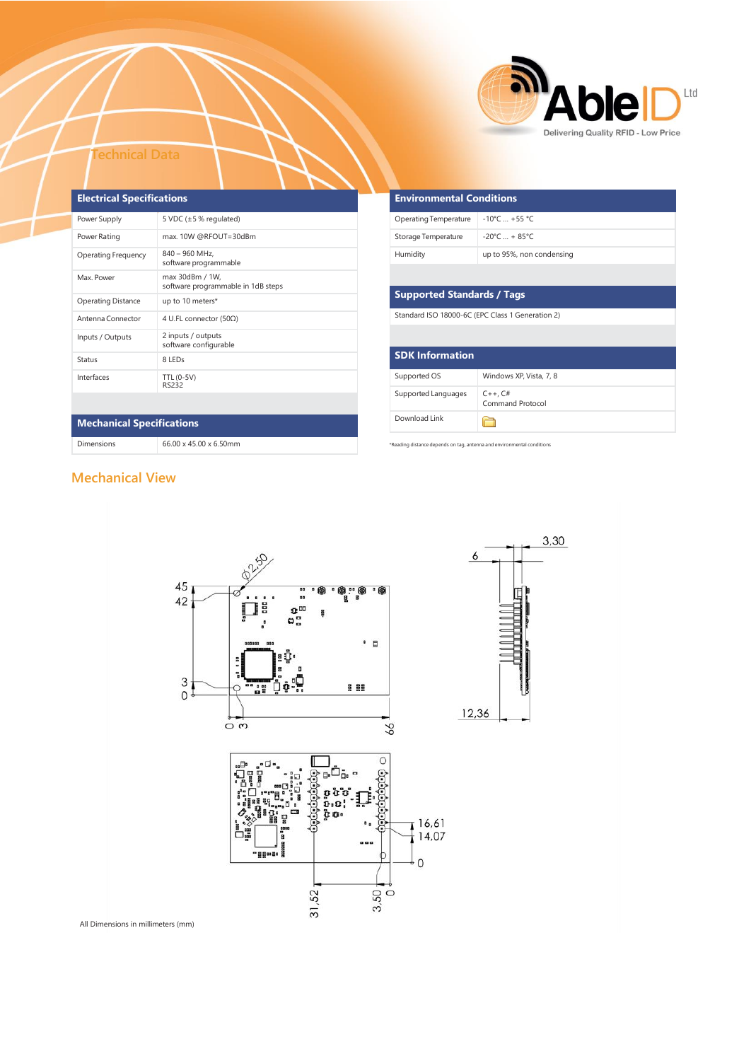# Technical Data

## Electrical Specifications

| Electrical Specifications | |
|---|---|
| Power Supply | 5 VDC (±5 % regulated) |
| Power Rating | max. 10W @RFOUT=30dBm |
| Operating Frequency | 840 – 960 MHz, software programmable |
| Max. Power | max 30dBm / 1W, software programmable in 1dB steps |
| Operating Distance | up to 10 meters* |
| Antenna Connector | 4 U.FL connector (50Ω) |
| Inputs / Outputs | 2 inputs / outputs software configurable |
| Status | 8 LEDs |
| Interfaces | TTL (0-5V) RS232 |

## Mechanical Specifications

| Mechanical Specifications | |
|---|---|
| Dimensions | 66.00 x 45.00 x 6.50mm |

## Environmental Conditions

| Environmental Conditions | |
|---|---|
| Operating Temperature | -10°C ... +55 °C |
| Storage Temperature | -20°C ... + 85°C |
| Humidity | up to 95%, non condensing |

## Supported Standards / Tags

Standard ISO 18000-6C (EPC Class 1 Generation 2)

## SDK Information

| SDK Information | |
|---|---|
| Supported OS | Windows XP, Vista, 7, 8 |
| Supported Languages | C++, C# Command Protocol |
| Download Link | |

*Reading distance depends on tag, antenna and environmental conditions

## Mechanical View

All Dimensions in millimeters (mm)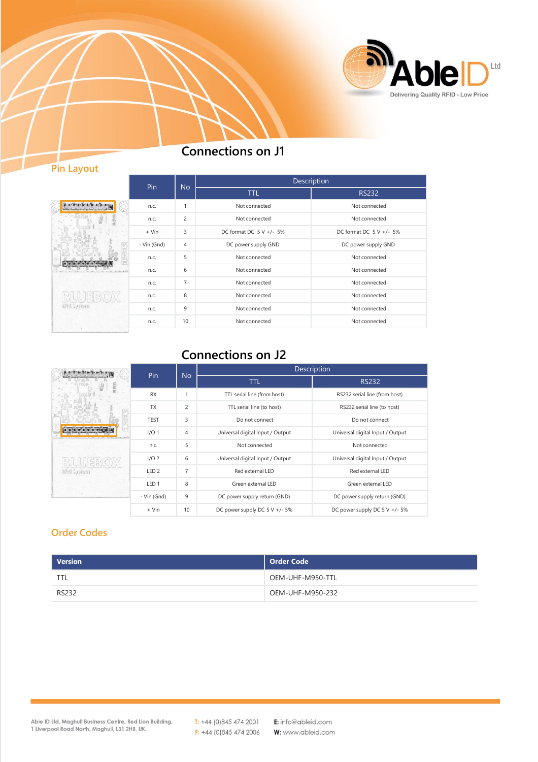## Connections on J1

### Pin Layout

| Pin | No | Description | |
|---|---|---|---|
| | | TTL | RS232 |
| n.c. | 1 | Not connected | Not connected |
| n.c. | 2 | Not connected | Not connected |
| + Vin | 3 | DC format DC 5 V +/- 5% | DC format DC 5 V +/- 5% |
| - Vin (Gnd) | 4 | DC power supply GND | DC power supply GND |
| n.c. | 5 | Not connected | Not connected |
| n.c. | 6 | Not connected | Not connected |
| n.c. | 7 | Not connected | Not connected |
| n.c. | 8 | Not connected | Not connected |
| n.c. | 9 | Not connected | Not connected |
| n.c. | 10 | Not connected | Not connected |

## Connections on J2

| Pin | No | Description | |
|---|---|---|---|
| | | TTL | RS232 |
| RX | 1 | TTL serial line (from host) | RS232 serial line (from host) |
| TX | 2 | TTL serial line (to host) | RS232 serial line (to host) |
| TEST | 3 | Do not connect | Do not connect |
| I/O 1 | 4 | Universal digital Input / Output | Universal digital Input / Output |
| n.c. | 5 | Not connected | Not connected |
| I/O 2 | 6 | Universal digital Input / Output | Universal digital Input / Output |
| LED 2 | 7 | Red external LED | Red external LED |
| LED 1 | 8 | Green external LED | Green external LED |
| - Vin (Gnd) | 9 | DC power supply return (GND) | DC power supply return (GND) |
| + Vin | 10 | DC power supply DC 5 V +/- 5% | DC power supply DC 5 V +/- 5% |

### Order Codes

| Version | Order Code |
|---|---|
| TTL | OEM-UHF-M950-TTL |
| RS232 | OEM-UHF-M950-232 |

Able ID Ltd, Maghull Business Centre, Red Lion Building, 1 Liverpool Road North, Maghull, L31 2HB, UK.

T: +44 (0)845 474 2001
F: +44 (0)845 474 2006

E: info@ableid.com
W: www.ableid.com